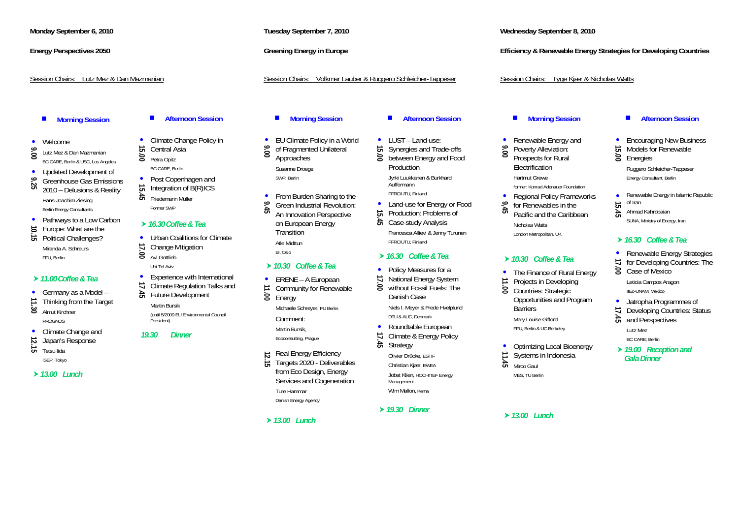## Monday September 6, 2010

### Energy Perspectives 2050

Session Chairs: Lutz Mez & Dan Mazmanian

#### Morning Session

- **9.00** Welcome
  Lutz Mez & Dan Mazmanian
  BC CARE, Berlin & USC, Los Angeles
- **9.25** Updated Development of Greenhouse Gas Emissions 2010 – Delusions & Reality
  Hans-Joachim Ziesing
  Berlin Energy Consultants
- **10.15** Pathways to a Low Carbon Europe: What are the Political Challenges?
  Miranda A. Schreurs
  FFU, Berlin

➤ *11.00 Coffee & Tea*

- **11.30** Germany as a Model – Thinking from the Target
  Almut Kirchner
  PROGNOS
- **12.15** Climate Change and Japan's Response
  Tetsu Iida
  ISEP, Tokyo

➤ *13.00 Lunch*

#### Afternoon Session

- **15.00** Climate Change Policy in Central Asia
  Petra Opitz
  BC CARE, Berlin
- **15.45** Post Copenhagen and Integration of B(R)ICS
  Friedemann Müller
  Former SWP

➤ *16.30 Coffee & Tea*

- **17.00** Urban Coalitions for Climate Change Mitigation
  Avi Gottlieb
  Uni Tel Aviv
- **17.45** Experience with International Climate Regulation Talks and Future Development
  Martin Bursik
  (until 5/2009 EU Environmental Council President)

*19.30 Dinner*

## Tuesday September 7, 2010

### Greening Energy in Europe

Session Chairs: Volkmar Lauber & Ruggero Schleicher-Tappeser

#### Morning Session

- **9.00** EU Climate Policy in a World of Fragmented Unilateral Approaches
  Susanne Droege
  SWP, Berlin
- **9.45** From Burden Sharing to the Green Industrial Revolution: An Innovation Perspective on European Energy Transition
  Atle Midttun
  BI, Oslo

➤ *10.30 Coffee & Tea*

- **11.00** ERENE – A European Community for Renewable Energy
  Michaele Schreyer, FU Berlin
  Comment:
  Martin Bursik,
  Ecoconsulting, Prague
- **12.15** Real Energy Efficiency Targets 2020 - Deliverables from Eco Design, Energy Services and Cogeneration
  Ture Hammar
  Danish Energy Agency

➤ *13.00 Lunch*

#### Afternoon Session

- **15.00** LUST – Land-use: Synergies and Trade-offs between Energy and Food Production
  Jyrki Luukkanen & Burkhard Auffermann
  FFRC/UTU, Finland
- **15.45** Land-use for Energy or Food Production: Problems of Case-study Analysis
  Francesca Allievi & Jenny Turunen
  FFRC/UTU, Finland

➤ *16.30 Coffee & Tea*

- **17.00** Policy Measures for a National Energy System without Fossil Fuels: The Danish Case
  Niels I. Meyer & Frede Hvelplund
  DTU & AUC, Denmark
- **17.45** Roundtable European Climate & Energy Policy Strategy
  Olivier Drücke, ESTIF
  Christian Kjaer, EWEA
  Jobst Klien, HOCHTIEF Energy Management
  Wim Mallon, Kema

➤ *19.30 Dinner*

## Wednesday September 8, 2010

### Efficiency & Renewable Energy Strategies for Developing Countries

Session Chairs: Tyge Kjaer & Nicholas Watts

#### Morning Session

- **9.00** Renewable Energy and Poverty Alleviation: Prospects for Rural Electrification
  Hartmut Grewe
  former: Konrad Adenauer Foundation
- **9,45** Regional Policy Frameworks for Renewables in the Pacific and the Caribbean
  Nicholas Watts
  London Metropolitan, UK

➤ *10.30 Coffee & Tea*

- **11.00** The Finance of Rural Energy Projects in Developing Countries: Strategic Opportunities and Program Barriers
  Mary Louise Gifford
  FFU, Berlin & UC Berkeley
- **11.45** Optimizing Local Bioenergy Systems in Indonesia
  Mirco Gaul
  MES, TU Berlin

➤ *13.00 Lunch*

#### Afternoon Session

- **15.00** Encouraging New Business Models for Renewable Energies
  Ruggero Schleicher-Tappeser
  Energy Consultant, Berlin
- **15.45** Renewable Energy in Islamic Republic of Iran
  Ahmad Kahrobaian
  SUNA, Ministry of Energy, Iran

➤ *16.30 Coffee & Tea*

- **17.00** Renewable Energy Strategies for Developing Countries: The Case of Mexico
  Leticia Campos Aragon
  IIEc-UNAM, Mexico
- **17.45** Jatropha Programmes of Developing Countries: Status and Perspectives
  Lutz Mez
  BC CARE, Berlin

➤ *19.00 Reception and Gala Dinner*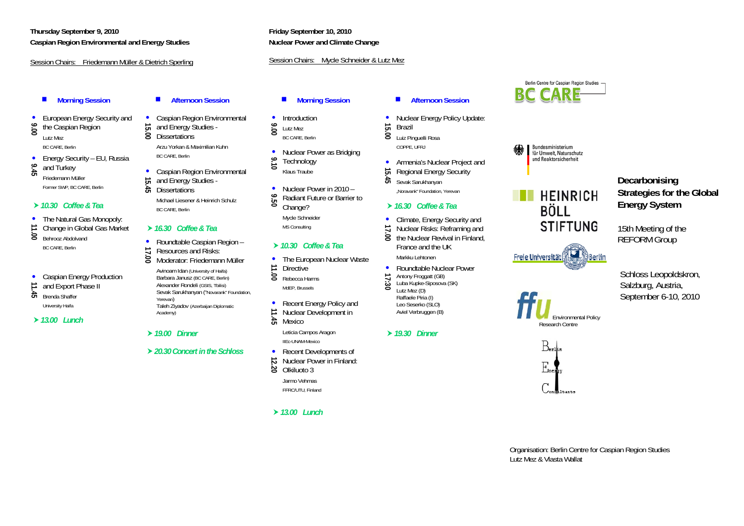**Thursday September 9, 2010**
**Caspian Region Environmental and Energy Studies**

Session Chairs: Friedemann Müller & Dietrich Sperling

### Morning Session

- **9.00** European Energy Security and the Caspian Region
  Lutz Mez
  BC CARE, Berlin
- **9.45** Energy Security – EU, Russia and Turkey
  Friedemann Müller
  Former SWP, BC CARE, Berlin

➤ *10.30 Coffee & Tea*

- **11.00** The Natural Gas Monopoly: Change in Global Gas Market
  Behrooz Abdolvand
  BC CARE, Berlin
- **11.45** Caspian Energy Production and Export Phase II
  Brenda Shaffer
  University Haifa

➤ *13.00 Lunch*

### Afternoon Session

- **15.00** Caspian Region Environmental and Energy Studies - Dissertations
  Arzu Yorkan & Maximilian Kuhn
  BC CARE, Berlin
- **15.45** Caspian Region Environmental and Energy Studies - Dissertations
  Michael Liesener & Heinrich Schulz
  BC CARE, Berlin

➤ *16.30 Coffee & Tea*

- **17.00** Roundtable Caspian Region – Resources and Risks:
  Moderator: Friedemann Müller
  Avinoam Idan (University of Haifa)
  Barbara Janusz (BC CARE, Berlin)
  Alexander Rondeli (GSIS, Tbilisi)
  Sevak Sarukhanyan ("Novarank" Foundation, Yerevan)
  Taleh Ziyadov (Azerbaijan Diplomatic Academy)

➤ *19.00 Dinner*

➤ *20.30 Concert in the Schloss*

**Friday September 10, 2010**
**Nuclear Power and Climate Change**

Session Chairs: Mycle Schneider & Lutz Mez

### Morning Session

- **9.00** Introduction
  Lutz Mez
  BC CARE, Berlin
- **9.10** Nuclear Power as Bridging Technology
  Klaus Traube
- **9.50** Nuclear Power in 2010 – Radiant Future or Barrier to Change?
  Mycle Schneider
  MS Consulting

➤ *10.30 Coffee & Tea*

- **11.00** The European Nuclear Waste Directive
  Rebecca Harms
  MdEP, Brussels
- **11.45** Recent Energy Policy and Nuclear Development in Mexico
  Leticia Campos Aragon
  IIEc-UNAM-Mexico
- **12.20** Recent Developments of Nuclear Power in Finland: Olkiluoto 3
  Jarmo Vehmas
  FFRC/UTU, Finland

➤ *13.00 Lunch*

### Afternoon Session

- **15.00** Nuclear Energy Policy Update: Brazil
  Luiz Pinguelli Rosa
  COPPE, UFRJ
- **15.45** Armenia's Nuclear Project and Regional Energy Security
  Sevak Sarukhanyan
  „Noravank" Foundation, Yerevan

➤ *16.30 Coffee & Tea*

- **17.00** Climate, Energy Security and Nuclear Risks: Reframing and the Nuclear Revival in Finland, France and the UK
  Markku Lehtonen
- **17:30** Roundtable Nuclear Power
  Antony Froggatt (GB)
  Luba Kupke-Siposova (SK)
  Lutz Mez (D)
  Raffaele Piria (I)
  Leo Seserko (SLO)
  Aviel Verbruggen (B)

➤ *19.30 Dinner*

Berlin Centre for Caspian Region Studies
BC CARE

Bundesministerium für Umwelt, Naturschutz und Reaktorsicherheit

HEINRICH BÖLL STIFTUNG

Freie Universität Berlin

ffu Environmental Policy Research Centre

Berlin Energy Consultants

**Decarbonising Strategies for the Global Energy System**

15th Meeting of the REFORM Group

Schloss Leopoldskron, Salzburg, Austria, September 6-10, 2010

Organisation: Berlin Centre for Caspian Region Studies
Lutz Mez & Vlasta Wallat